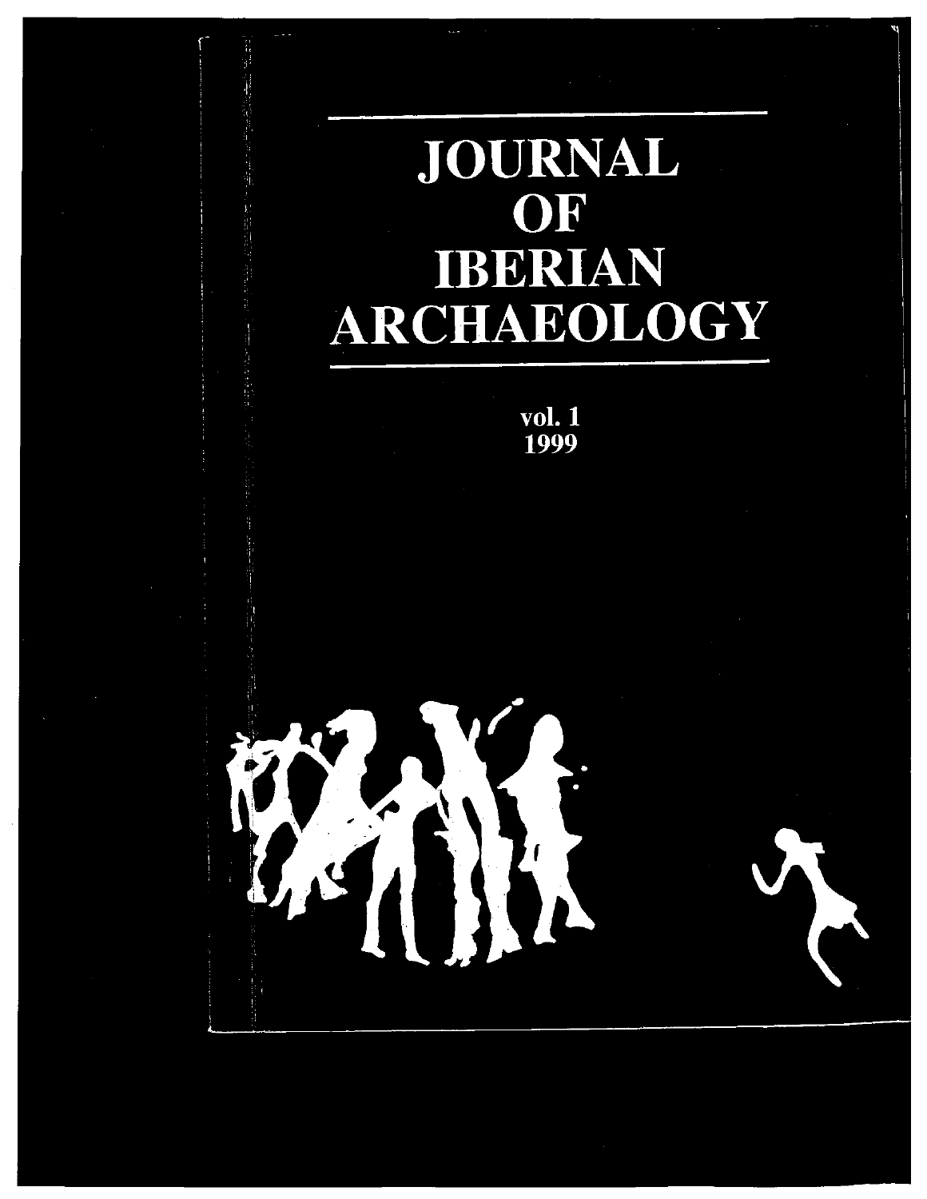# JOURNAL OF IBERIAN ARCHAEOLOGY

vol. 1
1999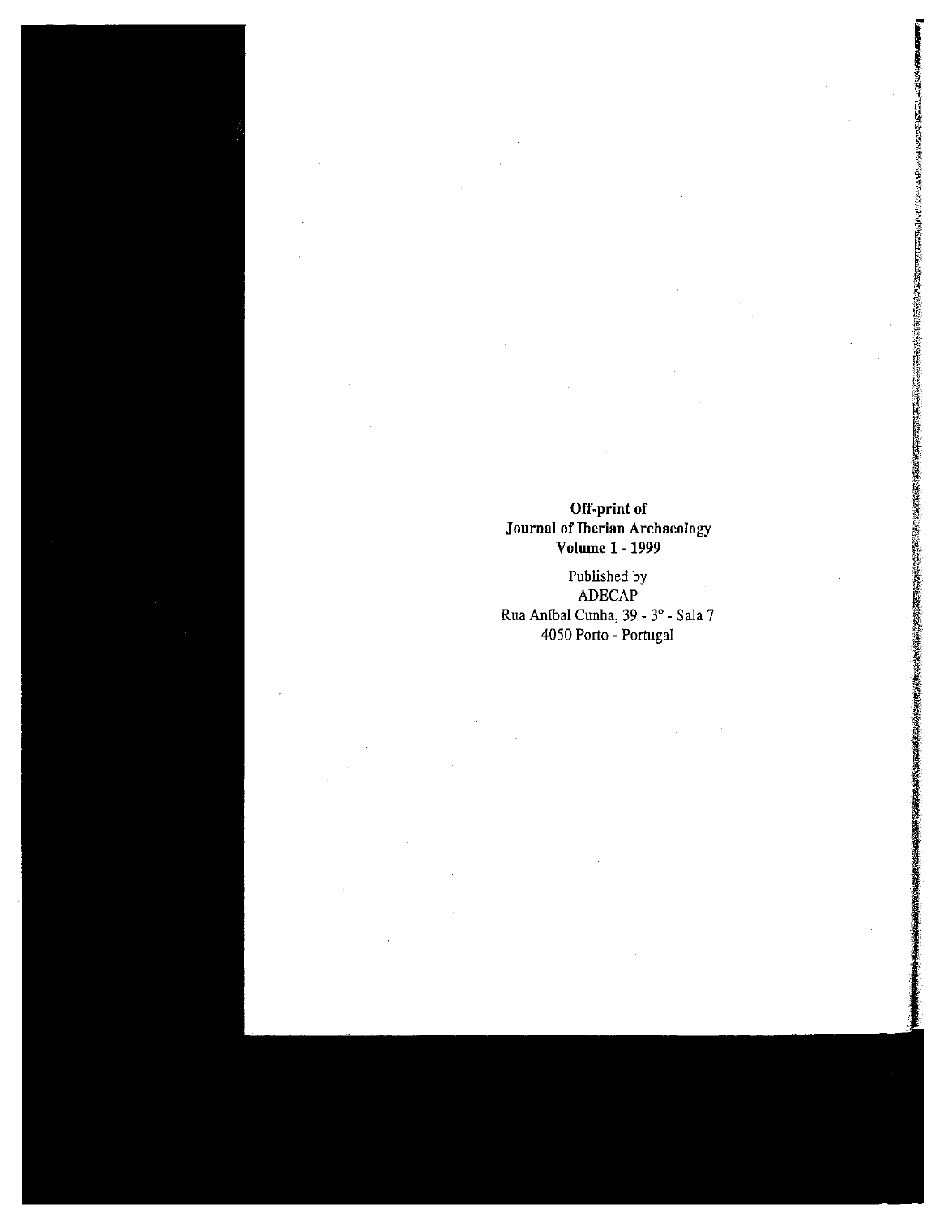**Off-print of**
**Journal of Iberian Archaeology**
**Volume 1 - 1999**

Published by
ADECAP
Rua Aníbal Cunha, 39 - 3° - Sala 7
4050 Porto - Portugal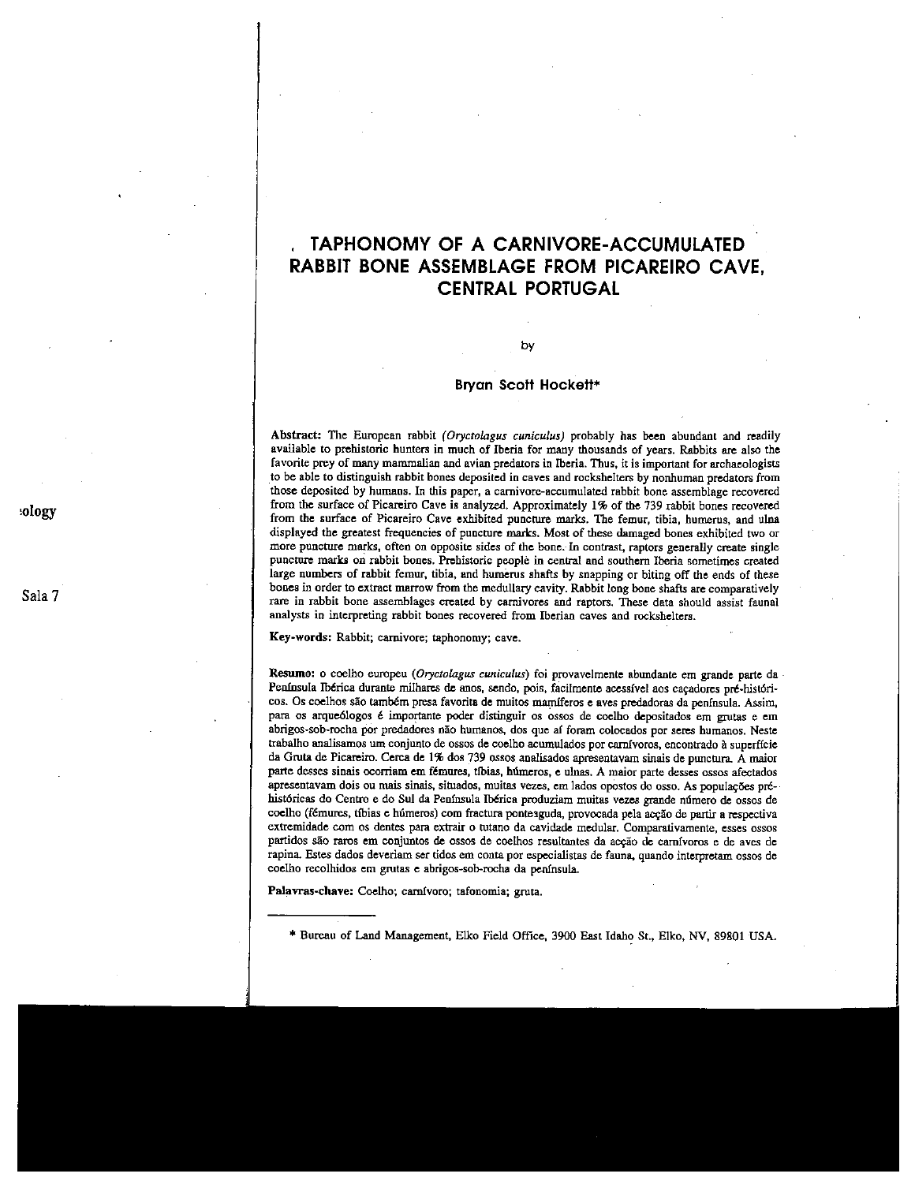# TAPHONOMY OF A CARNIVORE-ACCUMULATED RABBIT BONE ASSEMBLAGE FROM PICAREIRO CAVE, CENTRAL PORTUGAL

by

**Bryan Scott Hockett***

**Abstract:** The European rabbit *(Oryctolagus cuniculus)* probably has been abundant and readily available to prehistoric hunters in much of Iberia for many thousands of years. Rabbits are also the favorite prey of many mammalian and avian predators in Iberia. Thus, it is important for archaeologists to be able to distinguish rabbit bones deposited in caves and rockshelters by nonhuman predators from those deposited by humans. In this paper, a carnivore-accumulated rabbit bone assemblage recovered from the surface of Picareiro Cave is analyzed. Approximately 1% of the 739 rabbit bones recovered from the surface of Picareiro Cave exhibited puncture marks. The femur, tibia, humerus, and ulna displayed the greatest frequencies of puncture marks. Most of these damaged bones exhibited two or more puncture marks, often on opposite sides of the bone. In contrast, raptors generally create single puncture marks on rabbit bones. Prehistoric people in central and southern Iberia sometimes created large numbers of rabbit femur, tibia, and humerus shafts by snapping or biting off the ends of these bones in order to extract marrow from the medullary cavity. Rabbit long bone shafts are comparatively rare in rabbit bone assemblages created by carnivores and raptors. These data should assist faunal analysts in interpreting rabbit bones recovered from Iberian caves and rockshelters.

**Key-words:** Rabbit; carnivore; taphonomy; cave.

**Resumo:** o coelho europeu (*Oryctolagus cuniculus*) foi provavelmente abundante em grande parte da Península Ibérica durante milhares de anos, sendo, pois, facilmente acessível aos caçadores pré-históricos. Os coelhos são também presa favorita de muitos mamíferos e aves predadoras da península. Assim, para os arqueólogos é importante poder distinguir os ossos de coelho depositados em grutas e em abrigos-sob-rocha por predadores não humanos, dos que aí foram colocados por seres humanos. Neste trabalho analisamos um conjunto de ossos de coelho acumulados por carnívoros, encontrado à superfície da Gruta de Picareiro. Cerca de 1% dos 739 ossos analisados apresentavam sinais de punctura. A maior parte desses sinais ocorriam em fémures, tíbias, húmeros, e ulnas. A maior parte desses ossos afectados apresentavam dois ou mais sinais, situados, muitas vezes, em lados opostos do osso. As populações pré-históricas do Centro e do Sul da Península Ibérica produziam muitas vezes grande número de ossos de coelho (fémures, tíbias e húmeros) com fractura ponteaguda, provocada pela acção de partir a respectiva extremidade com os dentes para extrair o tutano da cavidade medular. Comparativamente, esses ossos partidos são raros em conjuntos de ossos de coelhos resultantes da acção de carnívoros e de aves de rapina. Estes dados deveriam ser tidos em conta por especialistas de fauna, quando interpretam ossos de coelho recolhidos em grutas e abrigos-sob-rocha da península.

**Palavras-chave:** Coelho; carnívoro; tafonomia; gruta.

---

\* Bureau of Land Management, Elko Field Office, 3900 East Idaho St., Elko, NV, 89801 USA.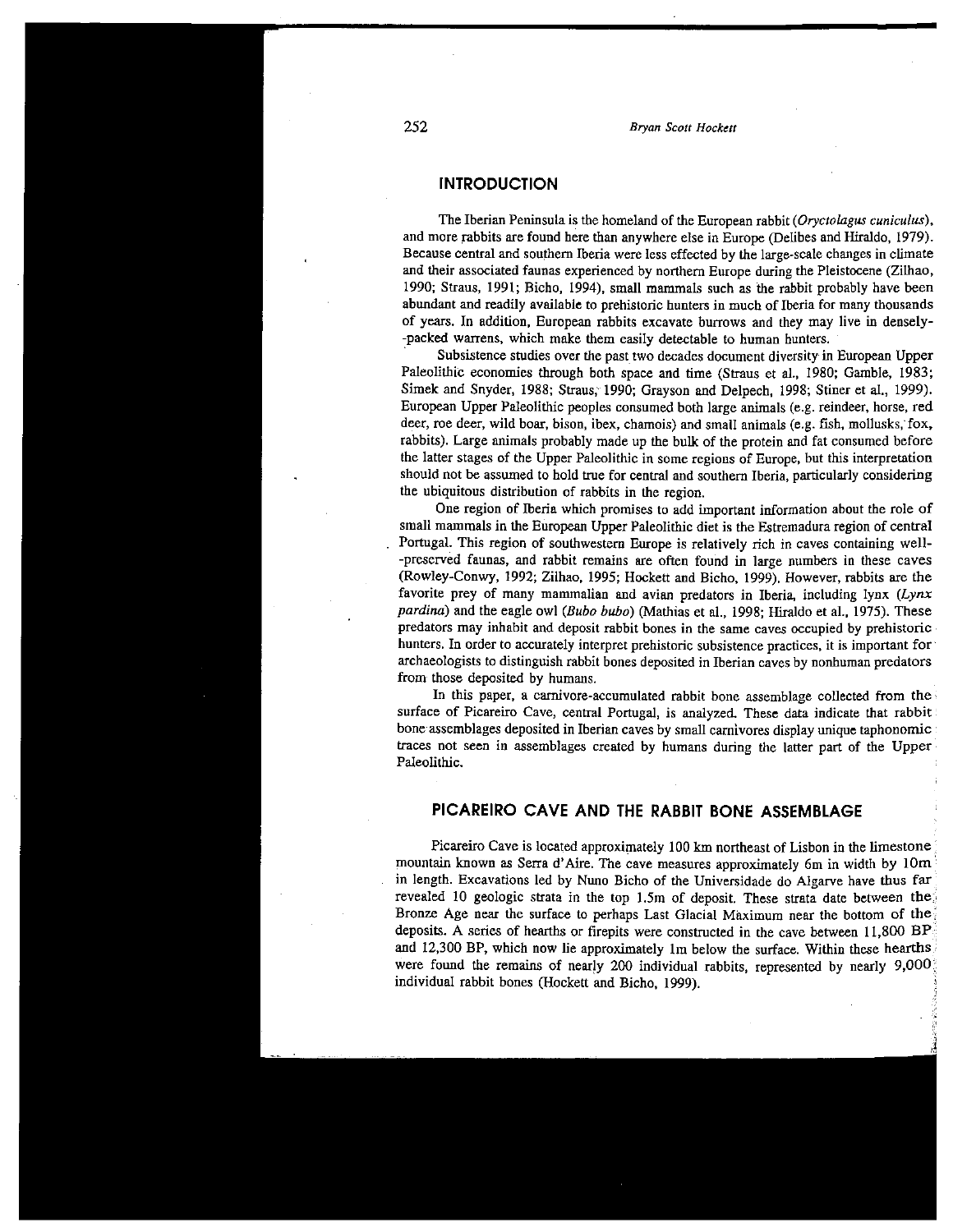## INTRODUCTION

The Iberian Peninsula is the homeland of the European rabbit (*Oryctolagus cuniculus*), and more rabbits are found here than anywhere else in Europe (Delibes and Hiraldo, 1979). Because central and southern Iberia were less effected by the large-scale changes in climate and their associated faunas experienced by northern Europe during the Pleistocene (Zilhao, 1990; Straus, 1991; Bicho, 1994), small mammals such as the rabbit probably have been abundant and readily available to prehistoric hunters in much of Iberia for many thousands of years. In addition, European rabbits excavate burrows and they may live in densely-packed warrens, which make them easily detectable to human hunters.

Subsistence studies over the past two decades document diversity in European Upper Paleolithic economies through both space and time (Straus et al., 1980; Gamble, 1983; Simek and Snyder, 1988; Straus, 1990; Grayson and Delpech, 1998; Stiner et al., 1999). European Upper Paleolithic peoples consumed both large animals (e.g. reindeer, horse, red deer, roe deer, wild boar, bison, ibex, chamois) and small animals (e.g. fish, mollusks, fox, rabbits). Large animals probably made up the bulk of the protein and fat consumed before the latter stages of the Upper Paleolithic in some regions of Europe, but this interpretation should not be assumed to hold true for central and southern Iberia, particularly considering the ubiquitous distribution of rabbits in the region.

One region of Iberia which promises to add important information about the role of small mammals in the European Upper Paleolithic diet is the Estremadura region of central Portugal. This region of southwestern Europe is relatively rich in caves containing well-preserved faunas, and rabbit remains are often found in large numbers in these caves (Rowley-Conwy, 1992; Zilhao, 1995; Hockett and Bicho, 1999). However, rabbits are the favorite prey of many mammalian and avian predators in Iberia, including lynx (*Lynx pardina*) and the eagle owl (*Bubo bubo*) (Mathias et al., 1998; Hiraldo et al., 1975). These predators may inhabit and deposit rabbit bones in the same caves occupied by prehistoric hunters. In order to accurately interpret prehistoric subsistence practices, it is important for archaeologists to distinguish rabbit bones deposited in Iberian caves by nonhuman predators from those deposited by humans.

In this paper, a carnivore-accumulated rabbit bone assemblage collected from the surface of Picareiro Cave, central Portugal, is analyzed. These data indicate that rabbit bone assemblages deposited in Iberian caves by small carnivores display unique taphonomic traces not seen in assemblages created by humans during the latter part of the Upper Paleolithic.

## PICAREIRO CAVE AND THE RABBIT BONE ASSEMBLAGE

Picareiro Cave is located approximately 100 km northeast of Lisbon in the limestone mountain known as Serra d'Aire. The cave measures approximately 6m in width by 10m in length. Excavations led by Nuno Bicho of the Universidade do Algarve have thus far revealed 10 geologic strata in the top 1.5m of deposit. These strata date between the Bronze Age near the surface to perhaps Last Glacial Maximum near the bottom of the deposits. A series of hearths or firepits were constructed in the cave between 11,800 BP and 12,300 BP, which now lie approximately 1m below the surface. Within these hearths were found the remains of nearly 200 individual rabbits, represented by nearly 9,000 individual rabbit bones (Hockett and Bicho, 1999).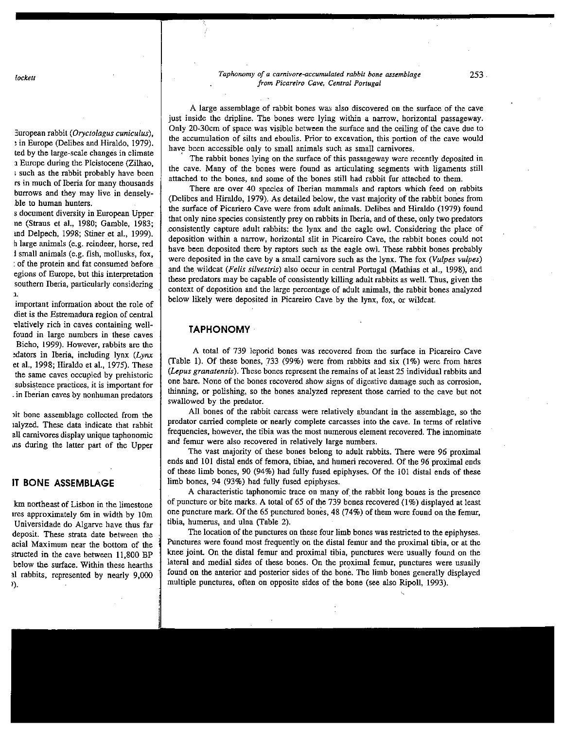A large assemblage of rabbit bones was also discovered on the surface of the cave just inside the dripline. The bones were lying within a narrow, horizontal passageway. Only 20-30cm of space was visible between the surface and the ceiling of the cave due to the accumulation of silts and eboulis. Prior to excavation, this portion of the cave would have been accessible only to small animals such as small carnivores.

The rabbit bones lying on the surface of this passageway were recently deposited in the cave. Many of the bones were found as articulating segments with ligaments still attached to the bones, and some of the bones still had rabbit fur attached to them.

There are over 40 species of Iberian mammals and raptors which feed on rabbits (Delibes and Hiraldo, 1979). As detailed below, the vast majority of the rabbit bones from the surface of Picariero Cave were from adult animals. Delibes and Hiraldo (1979) found that only nine species consistently prey on rabbits in Iberia, and of these, only two predators consistently capture adult rabbits: the lynx and the eagle owl. Considering the place of deposition within a narrow, horizontal slit in Picareiro Cave, the rabbit bones could not have been deposited there by raptors such as the eagle owl. These rabbit bones probably were deposited in the cave by a small carnivore such as the lynx. The fox (*Vulpes vulpes*) and the wildcat (*Felis silvestris*) also occur in central Portugal (Mathias et al., 1998), and these predators may be capable of consistently killing adult rabbits as well. Thus, given the context of deposition and the large percentage of adult animals, the rabbit bones analyzed below likely were deposited in Picareiro Cave by the lynx, fox, or wildcat.

## TAPHONOMY

A total of 739 leporid bones was recovered from the surface in Picareiro Cave (Table 1). Of these bones, 733 (99%) were from rabbits and six (1%) were from hares (*Lepus granatensis*). These bones represent the remains of at least 25 individual rabbits and one hare. None of the bones recovered show signs of digestive damage such as corrosion, thinning, or polishing, so the bones analyzed represent those carried to the cave but not swallowed by the predator.

All bones of the rabbit carcass were relatively abundant in the assemblage, so the predator carried complete or nearly complete carcasses into the cave. In terms of relative frequencies, however, the tibia was the most numerous element recovered. The innominate and femur were also recovered in relatively large numbers.

The vast majority of these bones belong to adult rabbits. There were 96 proximal ends and 101 distal ends of femora, tibiae, and humeri recovered. Of the 96 proximal ends of these limb bones, 90 (94%) had fully fused epiphyses. Of the 101 distal ends of these limb bones, 94 (93%) had fully fused epiphyses.

A characteristic taphonomic trace on many of the rabbit long bones is the presence of puncture or bite marks. A total of 65 of the 739 bones recovered (1%) displayed at least one puncture mark. Of the 65 punctured bones, 48 (74%) of them were found on the femur, tibia, humerus, and ulna (Table 2).

The location of the punctures on these four limb bones was restricted to the epiphyses. Punctures were found most frequently on the distal femur and the proximal tibia, or at the knee joint. On the distal femur and proximal tibia, punctures were usually found on the lateral and medial sides of these bones. On the proximal femur, punctures were usually found on the anterior and posterior sides of the bone. The limb bones generally displayed multiple punctures, often on opposite sides of the bone (see also Ripoll, 1993).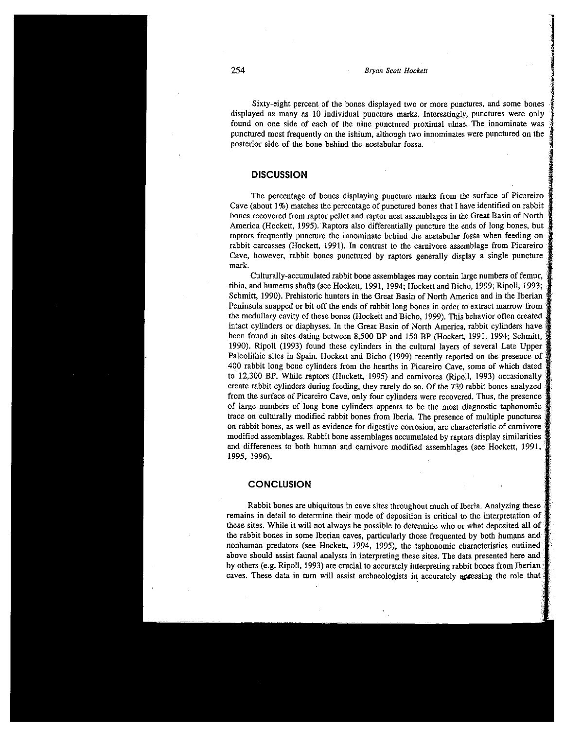Sixty-eight percent of the bones displayed two or more punctures, and some bones displayed as many as 10 individual puncture marks. Interestingly, punctures were only found on one side of each of the nine punctured proximal ulnae. The innominate was punctured most frequently on the ishium, although two innominates were punctured on the posterior side of the bone behind the acetabular fossa.

## DISCUSSION

The percentage of bones displaying puncture marks from the surface of Picareiro Cave (about 1%) matches the percentage of punctured bones that I have identified on rabbit bones recovered from raptor pellet and raptor nest assemblages in the Great Basin of North America (Hockett, 1995). Raptors also differentially puncture the ends of long bones, but raptors frequently puncture the innominate behind the acetabular fossa when feeding on rabbit carcasses (Hockett, 1991). In contrast to the carnivore assemblage from Picareiro Cave, however, rabbit bones punctured by raptors generally display a single puncture mark.

Culturally-accumulated rabbit bone assemblages may contain large numbers of femur, tibia, and humerus shafts (see Hockett, 1991, 1994; Hockett and Bicho, 1999; Ripoll, 1993; Schmitt, 1990). Prehistoric hunters in the Great Basin of North America and in the Iberian Peninsula snapped or bit off the ends of rabbit long bones in order to extract marrow from the medullary cavity of these bones (Hockett and Bicho, 1999). This behavior often created intact cylinders or diaphyses. In the Great Basin of North America, rabbit cylinders have been found in sites dating between 8,500 BP and 150 BP (Hockett, 1991, 1994; Schmitt, 1990). Ripoll (1993) found these cylinders in the cultural layers of several Late Upper Paleolithic sites in Spain. Hockett and Bicho (1999) recently reported on the presence of 400 rabbit long bone cylinders from the hearths in Picareiro Cave, some of which dated to 12,300 BP. While raptors (Hockett, 1995) and carnivores (Ripoll, 1993) occasionally create rabbit cylinders during feeding, they rarely do so. Of the 739 rabbit bones analyzed from the surface of Picareiro Cave, only four cylinders were recovered. Thus, the presence of large numbers of long bone cylinders appears to be the most diagnostic taphonomic trace on culturally modified rabbit bones from Iberia. The presence of multiple punctures on rabbit bones, as well as evidence for digestive corrosion, are characteristic of carnivore modified assemblages. Rabbit bone assemblages accumulated by raptors display similarities and differences to both human and carnivore modified assemblages (see Hockett, 1991, 1995, 1996).

## CONCLUSION

Rabbit bones are ubiquitous in cave sites throughout much of Iberia. Analyzing these remains in detail to determine their mode of deposition is critical to the interpretation of these sites. While it will not always be possible to determine who or what deposited all of the rabbit bones in some Iberian caves, particularly those frequented by both humans and nonhuman predators (see Hockett, 1994, 1995), the taphonomic characteristics outlined above should assist faunal analysts in interpreting these sites. The data presented here and by others (e.g. Ripoll, 1993) are crucial to accurately interpreting rabbit bones from Iberian caves. These data in turn will assist archaeologists in accurately assessing the role that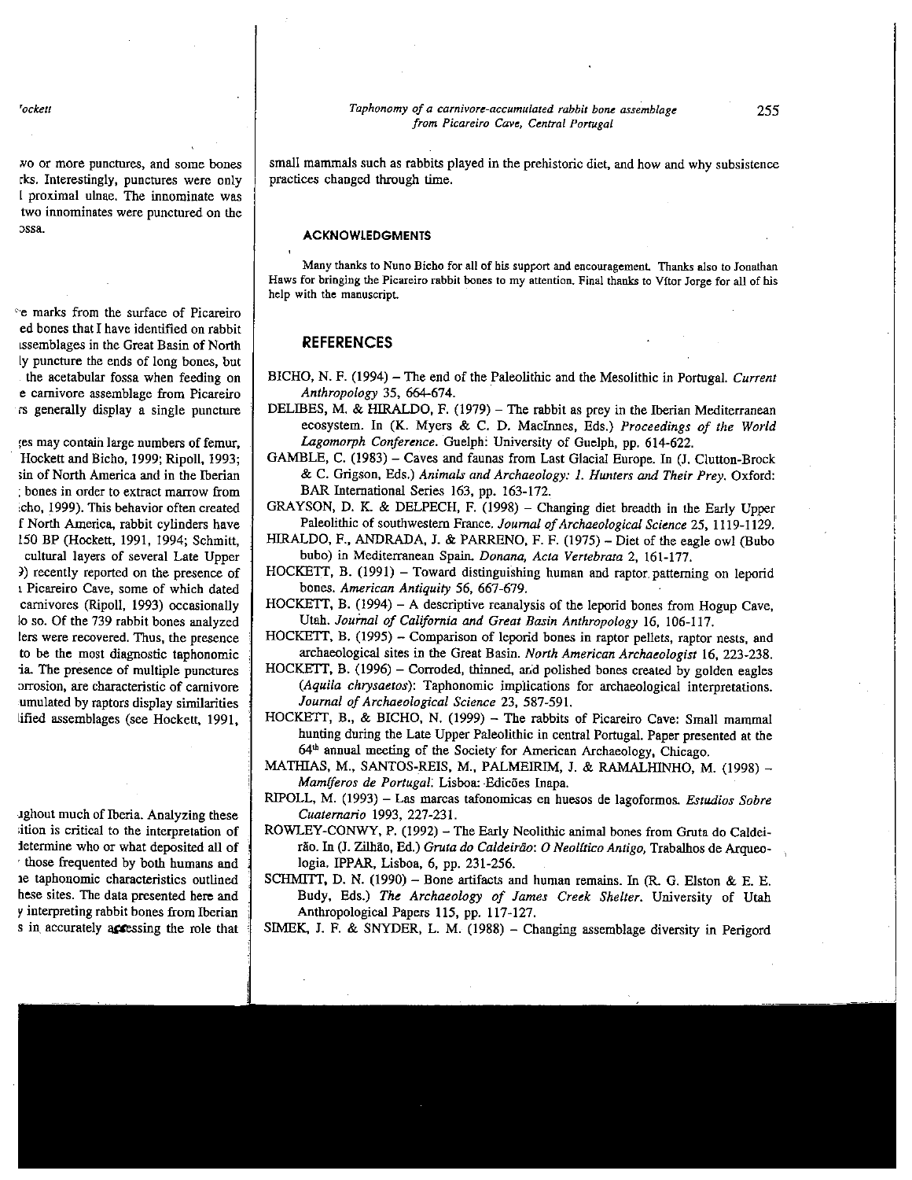small mammals such as rabbits played in the prehistoric diet, and how and why subsistence practices changed through time.

#### ACKNOWLEDGMENTS

Many thanks to Nuno Bicho for all of his support and encouragement. Thanks also to Jonathan Haws for bringing the Picareiro rabbit bones to my attention. Final thanks to Vítor Jorge for all of his help with the manuscript.

## REFERENCES

BICHO, N. F. (1994) – The end of the Paleolithic and the Mesolithic in Portugal. *Current Anthropology* 35, 664-674.

DELIBES, M. & HIRALDO, F. (1979) – The rabbit as prey in the Iberian Mediterranean ecosystem. In (K. Myers & C. D. MacInnes, Eds.) *Proceedings of the World Lagomorph Conference*. Guelph: University of Guelph, pp. 614-622.

GAMBLE, C. (1983) – Caves and faunas from Last Glacial Europe. In (J. Clutton-Brock & C. Grigson, Eds.) *Animals and Archaeology: 1. Hunters and Their Prey*. Oxford: BAR International Series 163, pp. 163-172.

GRAYSON, D. K. & DELPECH, F. (1998) – Changing diet breadth in the Early Upper Paleolithic of southwestern France. *Journal of Archaeological Science* 25, 1119-1129.

HIRALDO, F., ANDRADA, J. & PARRENO, F. F. (1975) – Diet of the eagle owl (Bubo bubo) in Mediterranean Spain. *Donana, Acta Vertebrata* 2, 161-177.

HOCKETT, B. (1991) – Toward distinguishing human and raptor patterning on leporid bones. *American Antiquity* 56, 667-679.

HOCKETT, B. (1994) – A descriptive reanalysis of the leporid bones from Hogup Cave, Utah. *Journal of California and Great Basin Anthropology* 16, 106-117.

HOCKETT, B. (1995) – Comparison of leporid bones in raptor pellets, raptor nests, and archaeological sites in the Great Basin. *North American Archaeologist* 16, 223-238.

HOCKETT, B. (1996) – Corroded, thinned, and polished bones created by golden eagles (*Aquila chrysaetos*): Taphonomic implications for archaeological interpretations. *Journal of Archaeological Science* 23, 587-591.

HOCKETT, B., & BICHO, N. (1999) – The rabbits of Picareiro Cave: Small mammal hunting during the Late Upper Paleolithic in central Portugal. Paper presented at the 64th annual meeting of the Society for American Archaeology, Chicago.

MATHIAS, M., SANTOS-REIS, M., PALMEIRIM, J. & RAMALHINHO, M. (1998) – *Mamíferos de Portugal*. Lisboa: Edições Inapa.

RIPOLL, M. (1993) – Las marcas tafonomicas en huesos de lagoformos. *Estudios Sobre Cuaternario* 1993, 227-231.

ROWLEY-CONWY, P. (1992) – The Early Neolithic animal bones from Gruta do Caldeirão. In (J. Zilhão, Ed.) *Gruta do Caldeirão: O Neolítico Antigo*, Trabalhos de Arqueologia. IPPAR, Lisboa, 6, pp. 231-256.

SCHMITT, D. N. (1990) – Bone artifacts and human remains. In (R. G. Elston & E. E. Budy, Eds.) *The Archaeology of James Creek Shelter*. University of Utah Anthropological Papers 115, pp. 117-127.

SIMEK, J. F. & SNYDER, L. M. (1988) – Changing assemblage diversity in Perigord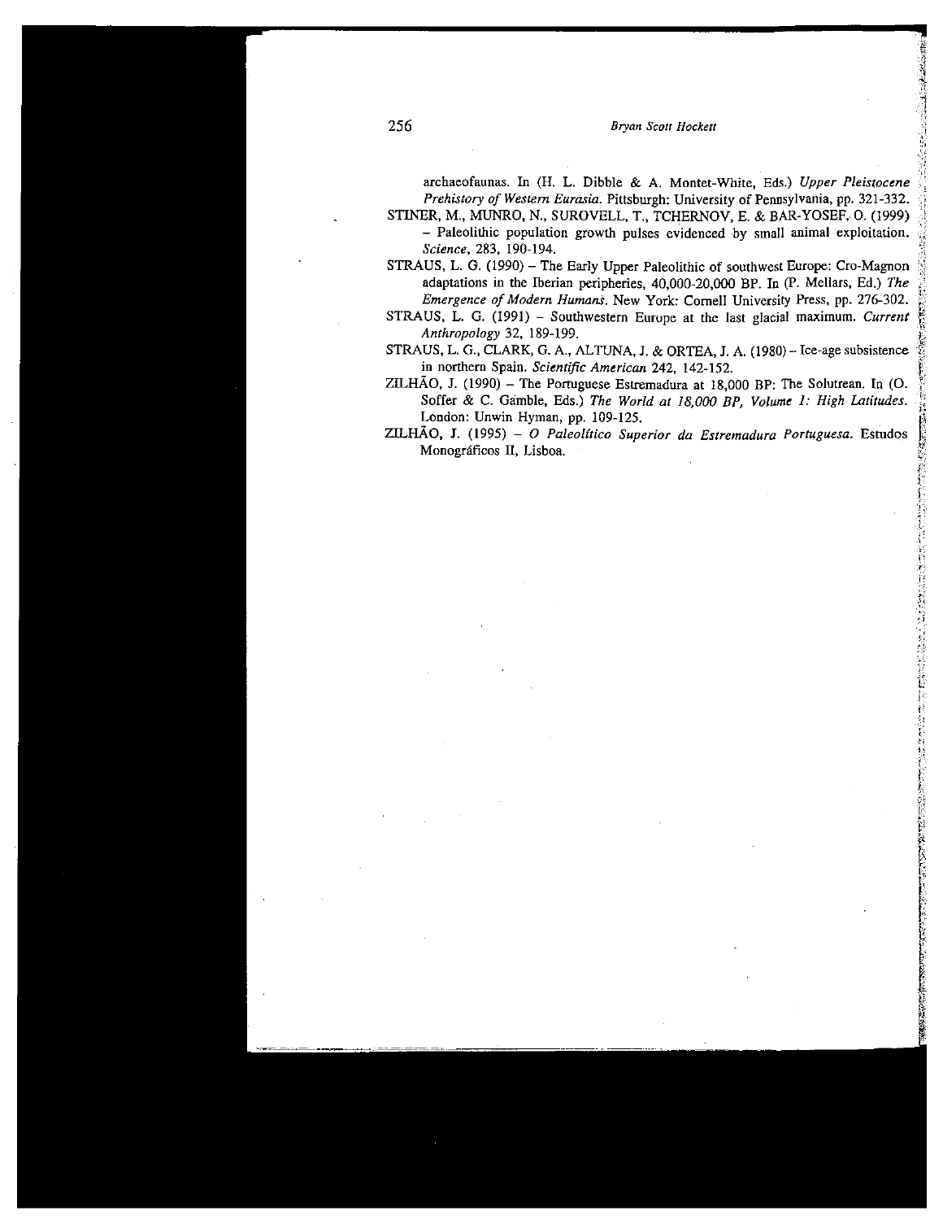archaeofaunas. In (H. L. Dibble & A. Montet-White, Eds.) *Upper Pleistocene Prehistory of Western Eurasia*. Pittsburgh: University of Pennsylvania, pp. 321-332.

STINER, M., MUNRO, N., SUROVELL, T., TCHERNOV, E. & BAR-YOSEF, O. (1999) – Paleolithic population growth pulses evidenced by small animal exploitation. *Science*, 283, 190-194.

STRAUS, L. G. (1990) – The Early Upper Paleolithic of southwest Europe: Cro-Magnon adaptations in the Iberian peripheries, 40,000-20,000 BP. In (P. Mellars, Ed.) *The Emergence of Modern Humans*. New York: Cornell University Press, pp. 276-302.

STRAUS, L. G. (1991) – Southwestern Europe at the last glacial maximum. *Current Anthropology* 32, 189-199.

STRAUS, L. G., CLARK, G. A., ALTUNA, J. & ORTEA, J. A. (1980) – Ice-age subsistence in northern Spain. *Scientific American* 242, 142-152.

ZILHÃO, J. (1990) – The Portuguese Estremadura at 18,000 BP: The Solutrean. In (O. Soffer & C. Gamble, Eds.) *The World at 18,000 BP, Volume 1: High Latitudes*. London: Unwin Hyman, pp. 109-125.

ZILHÃO, J. (1995) – *O Paleolítico Superior da Estremadura Portuguesa*. Estudos Monográficos II, Lisboa.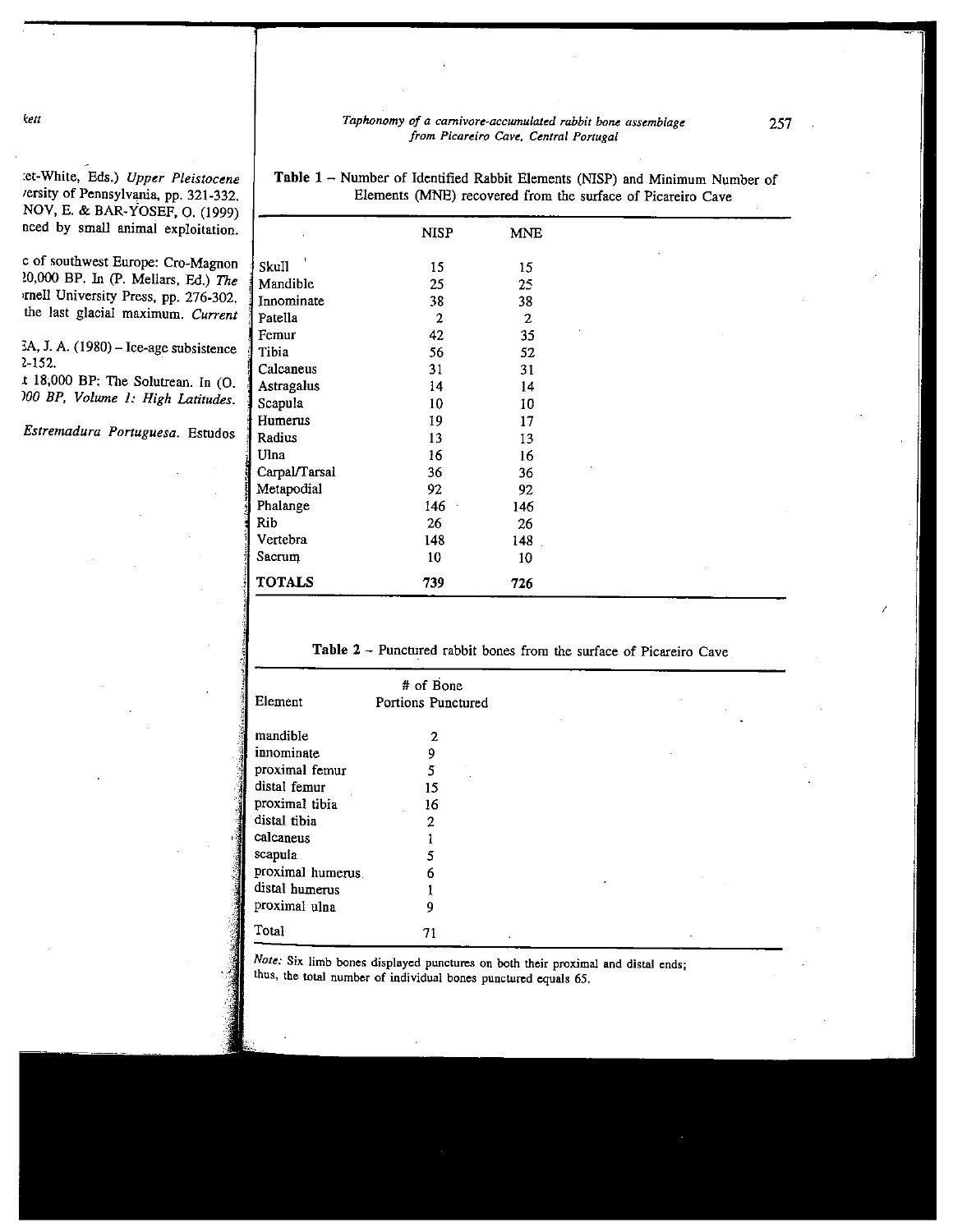**Table 1** – Number of Identified Rabbit Elements (NISP) and Minimum Number of Elements (MNE) recovered from the surface of Picareiro Cave

| | NISP | MNE |
|---|---|---|
| Skull | 15 | 15 |
| Mandible | 25 | 25 |
| Innominate | 38 | 38 |
| Patella | 2 | 2 |
| Femur | 42 | 35 |
| Tibia | 56 | 52 |
| Calcaneus | 31 | 31 |
| Astragalus | 14 | 14 |
| Scapula | 10 | 10 |
| Humerus | 19 | 17 |
| Radius | 13 | 13 |
| Ulna | 16 | 16 |
| Carpal/Tarsal | 36 | 36 |
| Metapodial | 92 | 92 |
| Phalange | 146 | 146 |
| Rib | 26 | 26 |
| Vertebra | 148 | 148 |
| Sacrum | 10 | 10 |
| **TOTALS** | **739** | **726** |

**Table 2** – Punctured rabbit bones from the surface of Picareiro Cave

| Element | # of Bone Portions Punctured |
|---|---|
| mandible | 2 |
| innominate | 9 |
| proximal femur | 5 |
| distal femur | 15 |
| proximal tibia | 16 |
| distal tibia | 2 |
| calcaneus | 1 |
| scapula | 5 |
| proximal humerus | 6 |
| distal humerus | 1 |
| proximal ulna | 9 |
| Total | 71 |

*Note:* Six limb bones displayed punctures on both their proximal and distal ends; thus, the total number of individual bones punctured equals 65.